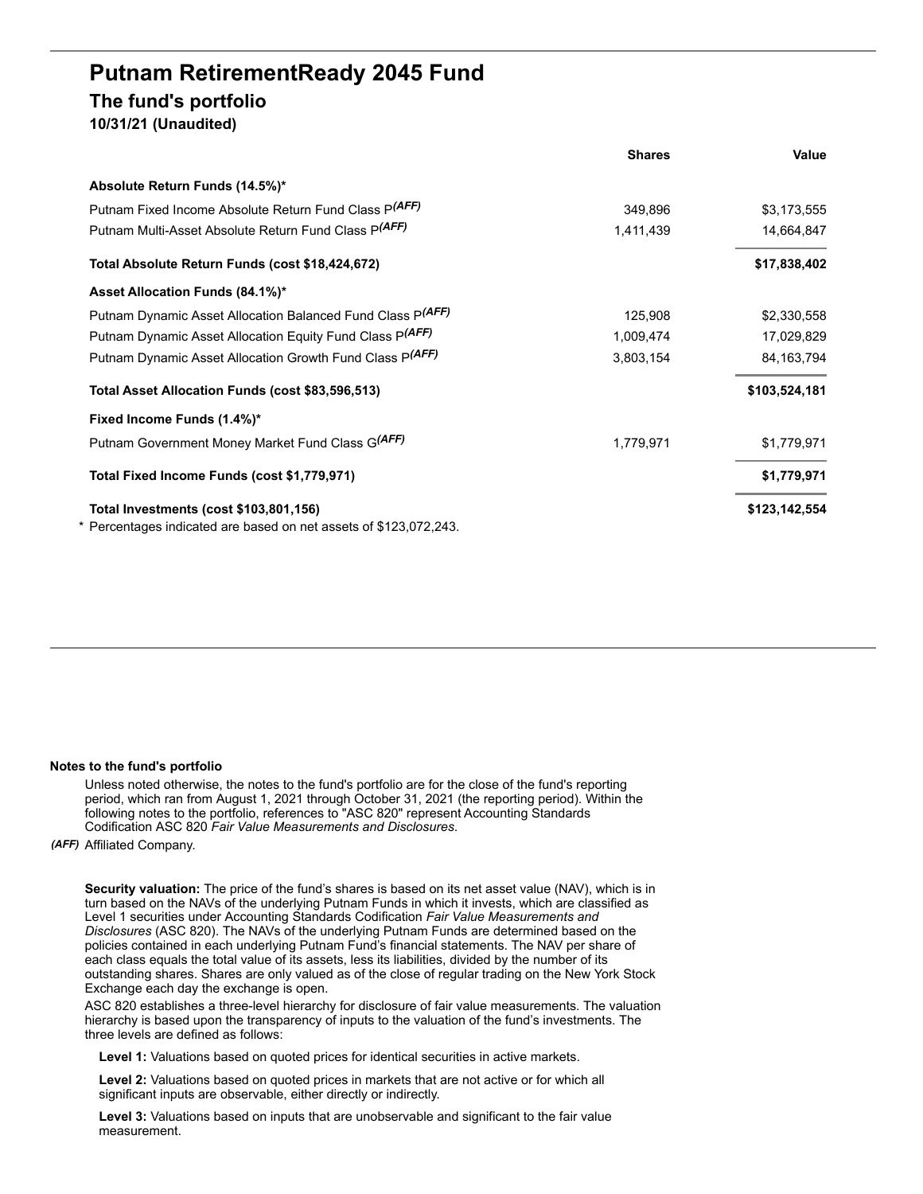# Putnam RetirementReady 2045 Fund

## The fund's portfolio

**10/31/21 (Unaudited)**

| | Shares | Value |
|---|---|---|
| **Absolute Return Funds (14.5%)*** | | |
| Putnam Fixed Income Absolute Return Fund Class P*(AFF)* | 349,896 | $3,173,555 |
| Putnam Multi-Asset Absolute Return Fund Class P*(AFF)* | 1,411,439 | 14,664,847 |
| **Total Absolute Return Funds (cost $18,424,672)** | | **$17,838,402** |
| **Asset Allocation Funds (84.1%)*** | | |
| Putnam Dynamic Asset Allocation Balanced Fund Class P*(AFF)* | 125,908 | $2,330,558 |
| Putnam Dynamic Asset Allocation Equity Fund Class P*(AFF)* | 1,009,474 | 17,029,829 |
| Putnam Dynamic Asset Allocation Growth Fund Class P*(AFF)* | 3,803,154 | 84,163,794 |
| **Total Asset Allocation Funds (cost $83,596,513)** | | **$103,524,181** |
| **Fixed Income Funds (1.4%)*** | | |
| Putnam Government Money Market Fund Class G*(AFF)* | 1,779,971 | $1,779,971 |
| **Total Fixed Income Funds (cost $1,779,971)** | | **$1,779,971** |
| **Total Investments (cost $103,801,156)** | | **$123,142,554** |

\* Percentages indicated are based on net assets of $123,072,243.

**Notes to the fund's portfolio**

Unless noted otherwise, the notes to the fund's portfolio are for the close of the fund's reporting period, which ran from August 1, 2021 through October 31, 2021 (the reporting period). Within the following notes to the portfolio, references to "ASC 820" represent Accounting Standards Codification ASC 820 *Fair Value Measurements and Disclosures*.

***(AFF)*** Affiliated Company.

**Security valuation:** The price of the fund's shares is based on its net asset value (NAV), which is in turn based on the NAVs of the underlying Putnam Funds in which it invests, which are classified as Level 1 securities under Accounting Standards Codification *Fair Value Measurements and Disclosures* (ASC 820). The NAVs of the underlying Putnam Funds are determined based on the policies contained in each underlying Putnam Fund's financial statements. The NAV per share of each class equals the total value of its assets, less its liabilities, divided by the number of its outstanding shares. Shares are only valued as of the close of regular trading on the New York Stock Exchange each day the exchange is open.

ASC 820 establishes a three-level hierarchy for disclosure of fair value measurements. The valuation hierarchy is based upon the transparency of inputs to the valuation of the fund's investments. The three levels are defined as follows:

**Level 1:** Valuations based on quoted prices for identical securities in active markets.

**Level 2:** Valuations based on quoted prices in markets that are not active or for which all significant inputs are observable, either directly or indirectly.

**Level 3:** Valuations based on inputs that are unobservable and significant to the fair value measurement.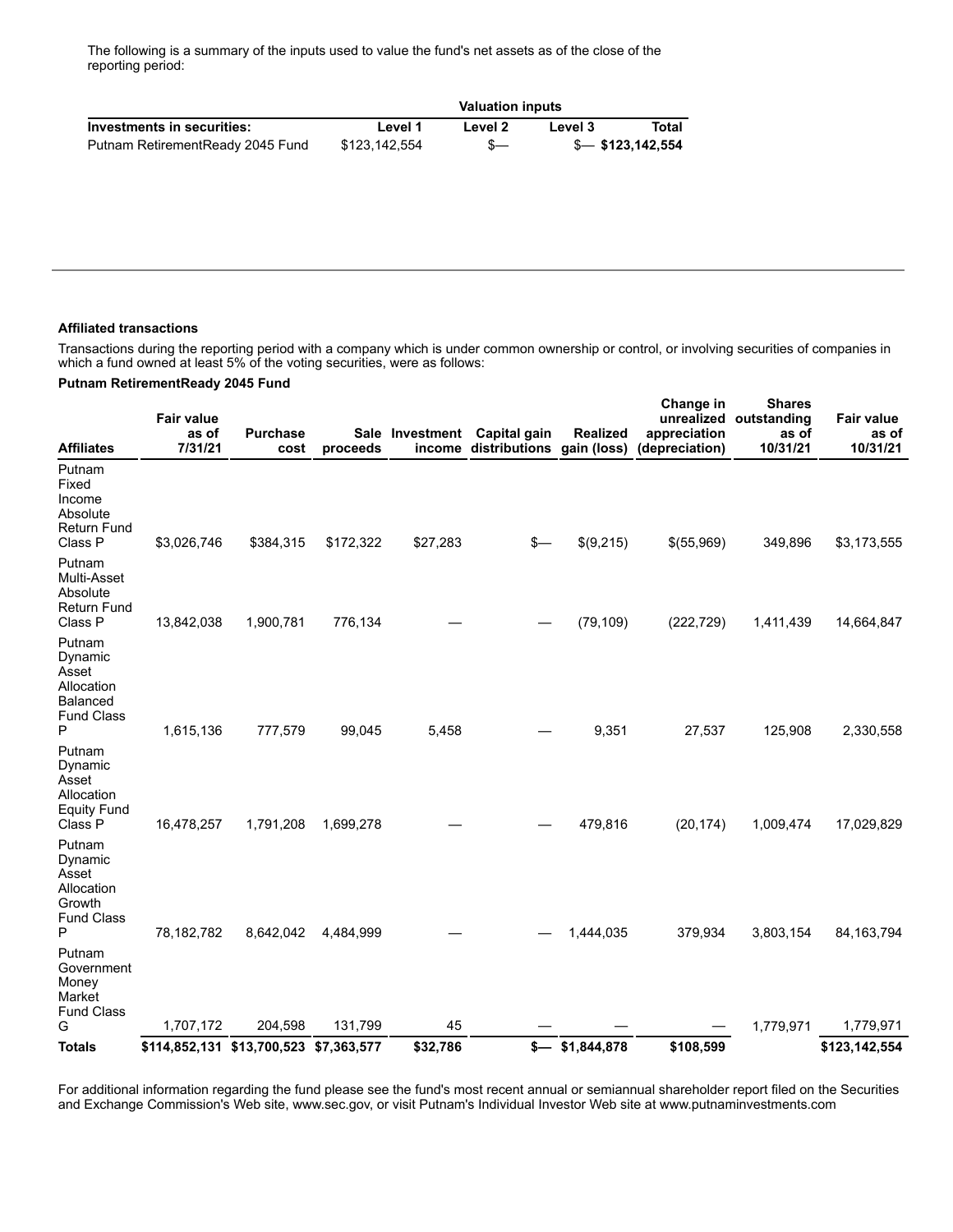The following is a summary of the inputs used to value the fund's net assets as of the close of the reporting period:

| | Valuation inputs | | | |
|---|---|---|---|---|
| **Investments in securities:** | **Level 1** | **Level 2** | **Level 3** | **Total** |
| Putnam RetirementReady 2045 Fund | $123,142,554 | $— | $— | **$123,142,554** |

**Affiliated transactions**

Transactions during the reporting period with a company which is under common ownership or control, or involving securities of companies in which a fund owned at least 5% of the voting securities, were as follows:

**Putnam RetirementReady 2045 Fund**

| Affiliates | Fair value as of 7/31/21 | Purchase cost | Sale proceeds | Investment income | Capital gain distributions | Realized gain (loss) | Change in unrealized appreciation (depreciation) | Shares outstanding as of 10/31/21 | Fair value as of 10/31/21 |
|---|---|---|---|---|---|---|---|---|---|
| Putnam Fixed Income Absolute Return Fund Class P | $3,026,746 | $384,315 | $172,322 | $27,283 | $— | $(9,215) | $(55,969) | 349,896 | $3,173,555 |
| Putnam Multi-Asset Absolute Return Fund Class P | 13,842,038 | 1,900,781 | 776,134 | — | — | (79,109) | (222,729) | 1,411,439 | 14,664,847 |
| Putnam Dynamic Asset Allocation Balanced Fund Class P | 1,615,136 | 777,579 | 99,045 | 5,458 | — | 9,351 | 27,537 | 125,908 | 2,330,558 |
| Putnam Dynamic Asset Allocation Equity Fund Class P | 16,478,257 | 1,791,208 | 1,699,278 | — | — | 479,816 | (20,174) | 1,009,474 | 17,029,829 |
| Putnam Dynamic Asset Allocation Growth Fund Class P | 78,182,782 | 8,642,042 | 4,484,999 | — | — | 1,444,035 | 379,934 | 3,803,154 | 84,163,794 |
| Putnam Government Money Market Fund Class G | 1,707,172 | 204,598 | 131,799 | 45 | — | — | — | 1,779,971 | 1,779,971 |
| **Totals** | **$114,852,131** | **$13,700,523** | **$7,363,577** | **$32,786** | **$—** | **$1,844,878** | **$108,599** | | **$123,142,554** |

For additional information regarding the fund please see the fund's most recent annual or semiannual shareholder report filed on the Securities and Exchange Commission's Web site, www.sec.gov, or visit Putnam's Individual Investor Web site at www.putnaminvestments.com